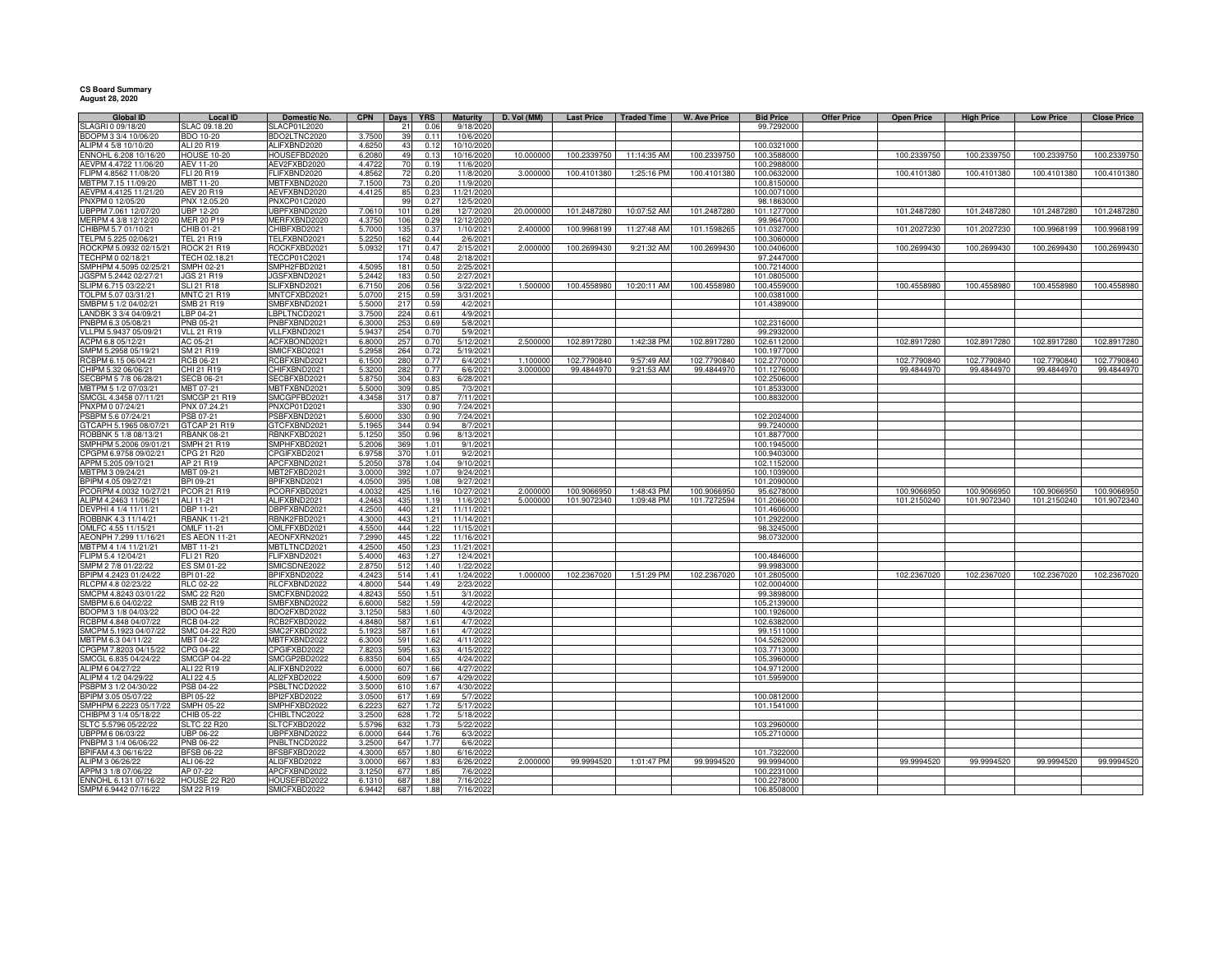**CS Board Summary**
**August 28, 2020**

| Global ID | Local ID | Domestic No. | CPN | Days | YRS | Maturity | D. Vol (MM) | Last Price | Traded Time | W. Ave Price | Bid Price | Offer Price | Open Price | High Price | Low Price | Close Price |
|---|---|---|---|---|---|---|---|---|---|---|---|---|---|---|---|---|
| SLAGRI 0 09/18/20 | SLAC 09.18.20 | SLACP01L2020 | | 21 | 0.06 | 9/18/2020 | | | | | 99.7292000 | | | | | |
| BDOPM 3 3/4 10/06/20 | BDO 10-20 | BDO2LTNC2020 | 3.7500 | 39 | 0.11 | 10/6/2020 | | | | | | | | | | |
| ALIPM 4 5/8 10/10/20 | ALI 20 R19 | ALIFXBND2020 | 4.6250 | 43 | 0.12 | 10/10/2020 | | | | | 100.0321000 | | | | | |
| ENNOHL 6.208 10/16/20 | HOUSE 10-20 | HOUSEFBD2020 | 6.2080 | 49 | 0.13 | 10/16/2020 | 10.000000 | 100.2339750 | 11:14:35 AM | 100.2339750 | 100.3588000 | | 100.2339750 | 100.2339750 | 100.2339750 | 100.2339750 |
| AEVPM 4.4722 11/06/20 | AEV 11-20 | AEV2FXBD2020 | 4.4722 | 70 | 0.19 | 11/6/2020 | | | | | 100.2988000 | | | | | |
| FLIPM 4.8562 11/08/20 | FLI 20 R19 | FLIFXBND2020 | 4.8562 | 72 | 0.20 | 11/8/2020 | 3.000000 | 100.4101380 | 1:25:16 PM | 100.4101380 | 100.0632000 | | 100.4101380 | 100.4101380 | 100.4101380 | 100.4101380 |
| MBTPM 7.15 11/09/20 | MBT 11-20 | MBTFXBND2020 | 7.1500 | 73 | 0.20 | 11/9/2020 | | | | | 100.8150000 | | | | | |
| AEVPM 4.4125 11/21/20 | AEV 20 R19 | AEVFXBND2020 | 4.4125 | 85 | 0.23 | 11/21/2020 | | | | | 100.0071000 | | | | | |
| PNXPM 0 12/05/20 | PNX 12.05.20 | PNXCP01C2020 | | 99 | 0.27 | 12/5/2020 | | | | | 98.1863000 | | | | | |
| UBPPM 7.061 12/07/20 | UBP 12-20 | UBPFXBND2020 | 7.0610 | 101 | 0.28 | 12/7/2020 | 20.000000 | 101.2487280 | 10:07:52 AM | 101.2487280 | 101.1277000 | | 101.2487280 | 101.2487280 | 101.2487280 | 101.2487280 |
| MERPM 4 3/8 12/12/20 | MER 20 P19 | MERFXBND2020 | 4.3750 | 106 | 0.29 | 12/12/2020 | | | | | 99.9647000 | | | | | |
| CHIBPM 5.7 01/10/21 | CHIB 01-21 | CHIBFXBD2021 | 5.7000 | 135 | 0.37 | 1/10/2021 | 2.400000 | 100.9968199 | 11:27:48 AM | 101.1598265 | 101.0327000 | | 101.2027230 | 101.2027230 | 100.9968199 | 100.9968199 |
| TELPM 5.225 02/06/21 | TEL 21 R19 | TELFXBND2021 | 5.2250 | 162 | 0.44 | 2/6/2021 | | | | | 100.3060000 | | | | | |
| ROCKPM 5.0932 02/15/21 | ROCK 21 R19 | ROCKFXBD2021 | 5.0932 | 171 | 0.47 | 2/15/2021 | 2.000000 | 100.2699430 | 9:21:32 AM | 100.2699430 | 100.0406000 | | 100.2699430 | 100.2699430 | 100.2699430 | 100.2699430 |
| TECHPM 0 02/18/21 | TECH 02.18.21 | TECCP01C2021 | | 174 | 0.48 | 2/18/2021 | | | | | 97.2447000 | | | | | |
| SMPHPM 4.5095 02/25/21 | SMPH 02-21 | SMPH2FBD2021 | 4.5095 | 181 | 0.50 | 2/25/2021 | | | | | 100.7214000 | | | | | |
| JGSPM 5.2442 02/27/21 | JGS 21 R19 | JGSFXBND2021 | 5.2442 | 183 | 0.50 | 2/27/2021 | | | | | 101.0805000 | | | | | |
| SLIPM 6.715 03/22/21 | SLI 21 R18 | SLIFXBND2021 | 6.7150 | 206 | 0.56 | 3/22/2021 | 1.500000 | 100.4558980 | 10:20:11 AM | 100.4558980 | 100.4559000 | | 100.4558980 | 100.4558980 | 100.4558980 | 100.4558980 |
| TOLPM 5.07 03/31/21 | MNTC 21 R19 | MNTCFXBD2021 | 5.0700 | 215 | 0.59 | 3/31/2021 | | | | | 100.0381000 | | | | | |
| SMBPM 5 1/2 04/02/21 | SMB 21 R19 | SMBFXBND2021 | 5.5000 | 217 | 0.59 | 4/2/2021 | | | | | 101.4389000 | | | | | |
| LANDBK 3 3/4 04/09/21 | LBP 04-21 | LBPLTNCD2021 | 3.7500 | 224 | 0.61 | 4/9/2021 | | | | | | | | | | |
| PNBPM 6.3 05/08/21 | PNB 05-21 | PNBFXBND2021 | 6.3000 | 253 | 0.69 | 5/8/2021 | | | | | 102.2316000 | | | | | |
| VLLPM 5.9437 05/09/21 | VLL 21 R19 | VLLFXBND2021 | 5.9437 | 254 | 0.70 | 5/9/2021 | | | | | 99.2932000 | | | | | |
| ACPM 6.8 05/12/21 | AC 05-21 | ACFXBOND2021 | 6.8000 | 257 | 0.70 | 5/12/2021 | 2.500000 | 102.8917280 | 1:42:38 PM | 102.8917280 | 102.6112000 | | 102.8917280 | 102.8917280 | 102.8917280 | 102.8917280 |
| SMPM 5.2958 05/19/21 | SM 21 R19 | SMICFXBD2021 | 5.2958 | 264 | 0.72 | 5/19/2021 | | | | | 100.1977000 | | | | | |
| RCBPM 6.15 06/04/21 | RCB 06-21 | RCBFXBND2021 | 6.1500 | 280 | 0.77 | 6/4/2021 | 1.100000 | 102.7790840 | 9:57:49 AM | 102.7790840 | 102.2770000 | | 102.7790840 | 102.7790840 | 102.7790840 | 102.7790840 |
| CHIPM 5.32 06/06/21 | CHI 21 R19 | CHIFXBND2021 | 5.3200 | 282 | 0.77 | 6/6/2021 | 3.000000 | 99.4844970 | 9:21:53 AM | 99.4844970 | 101.1276000 | | 99.4844970 | 99.4844970 | 99.4844970 | 99.4844970 |
| SECBPM 5 7/8 06/28/21 | SECB 06-21 | SECBFXBD2021 | 5.8750 | 304 | 0.83 | 6/28/2021 | | | | | 102.2506000 | | | | | |
| MBTPM 5 1/2 07/03/21 | MBT 07-21 | MBTFXBND2021 | 5.5000 | 309 | 0.85 | 7/3/2021 | | | | | 101.8533000 | | | | | |
| SMCGL 4.3458 07/11/21 | SMCGP 21 R19 | SMCGPFBD2021 | 4.3458 | 317 | 0.87 | 7/11/2021 | | | | | 100.8832000 | | | | | |
| PNXPM 0 07/24/21 | PNX 07.24.21 | PNXCP01D2021 | | 330 | 0.90 | 7/24/2021 | | | | | | | | | | |
| PSBPM 5.6 07/24/21 | PSB 07-21 | PSBFXBND2021 | 5.6000 | 330 | 0.90 | 7/24/2021 | | | | | 102.2024000 | | | | | |
| GTCAPH 5.1965 08/07/21 | GTCAP 21 R19 | GTCFXBND2021 | 5.1965 | 344 | 0.94 | 8/7/2021 | | | | | 99.7240000 | | | | | |
| ROBBNK 5 1/8 08/13/21 | RBANK 08-21 | RBNKFXBD2021 | 5.1250 | 350 | 0.96 | 8/13/2021 | | | | | 101.8877000 | | | | | |
| SMPHPM 5.2006 09/01/21 | SMPH 21 R19 | SMPHFXBD2021 | 5.2006 | 369 | 1.01 | 9/1/2021 | | | | | 100.1945000 | | | | | |
| CPGPM 6.9758 09/02/21 | CPG 21 R20 | CPGIFXBD2021 | 6.9758 | 370 | 1.01 | 9/2/2021 | | | | | 100.9403000 | | | | | |
| APPM 5.205 09/10/21 | AP 21 R19 | APCFXBND2021 | 5.2050 | 378 | 1.04 | 9/10/2021 | | | | | 102.1152000 | | | | | |
| MBTPM 3 09/24/21 | MBT 09-21 | MBT2FXBD2021 | 3.0000 | 392 | 1.07 | 9/24/2021 | | | | | 100.1039000 | | | | | |
| BPIPM 4.05 09/27/21 | BPI 09-21 | BPIFXBND2021 | 4.0500 | 395 | 1.08 | 9/27/2021 | | | | | 101.2090000 | | | | | |
| PCORPM 4.0032 10/27/21 | PCOR 21 R19 | PCORFXBD2021 | 4.0032 | 425 | 1.16 | 10/27/2021 | 2.000000 | 100.9066950 | 1:48:43 PM | 100.9066950 | 95.6278000 | | 100.9066950 | 100.9066950 | 100.9066950 | 100.9066950 |
| ALIPM 4.2463 11/06/21 | ALI 11-21 | ALIFXBND2021 | 4.2463 | 435 | 1.19 | 11/6/2021 | 5.000000 | 101.9072340 | 1:09:48 PM | 101.7272594 | 101.2066000 | | 101.2150240 | 101.9072340 | 101.2150240 | 101.9072340 |
| DEVPHI 4 1/4 11/11/21 | DBP 11-21 | DBPFXBND2021 | 4.2500 | 440 | 1.21 | 11/11/2021 | | | | | 101.4606000 | | | | | |
| ROBBNK 4.3 11/14/21 | RBANK 11-21 | RBNK2FBD2021 | 4.3000 | 443 | 1.21 | 11/14/2021 | | | | | 101.2922000 | | | | | |
| OMLFC 4.55 11/15/21 | OMLF 11-21 | OMLFFXBD2021 | 4.5500 | 444 | 1.22 | 11/15/2021 | | | | | 98.3245000 | | | | | |
| AEONPH 7.299 11/16/21 | ES AEON 11-21 | AEONFXRN2021 | 7.2990 | 445 | 1.22 | 11/16/2021 | | | | | 98.0732000 | | | | | |
| MBTPM 4 1/4 11/21/21 | MBT 11-21 | MBTLTNCD2021 | 4.2500 | 450 | 1.23 | 11/21/2021 | | | | | | | | | | |
| FLIPM 5.4 12/04/21 | FLI 21 R20 | FLIFXBND2021 | 5.4000 | 463 | 1.27 | 12/4/2021 | | | | | 100.4846000 | | | | | |
| SMPM 2 7/8 01/22/22 | ES SM 01-22 | SMICSDNE2022 | 2.8750 | 512 | 1.40 | 1/22/2022 | | | | | 99.9983000 | | | | | |
| BPIPM 4.2423 01/24/22 | BPI 01-22 | BPIFXBND2022 | 4.2423 | 514 | 1.41 | 1/24/2022 | 1.000000 | 102.2367020 | 1:51:29 PM | 102.2367020 | 101.2805000 | | 102.2367020 | 102.2367020 | 102.2367020 | 102.2367020 |
| RLCPM 4.8 02/23/22 | RLC 02-22 | RLCFXBND2022 | 4.8000 | 544 | 1.49 | 2/23/2022 | | | | | 102.0004000 | | | | | |
| SMCPM 4.8243 03/01/22 | SMC 22 R20 | SMCFXBND2022 | 4.8243 | 550 | 1.51 | 3/1/2022 | | | | | 99.3898000 | | | | | |
| SMBPM 6.6 04/02/22 | SMB 22 R19 | SMBFXBND2022 | 6.6000 | 582 | 1.59 | 4/2/2022 | | | | | 105.2139000 | | | | | |
| BDOPM 3 1/8 04/03/22 | BDO 04-22 | BDO2FXBD2022 | 3.1250 | 583 | 1.60 | 4/3/2022 | | | | | 100.1926000 | | | | | |
| RCBPM 4.848 04/07/22 | RCB 04-22 | RCB2FXBD2022 | 4.8480 | 587 | 1.61 | 4/7/2022 | | | | | 102.6382000 | | | | | |
| SMCPM 5.1923 04/07/22 | SMC 04-22 R20 | SMC2FXBD2022 | 5.1923 | 587 | 1.61 | 4/7/2022 | | | | | 99.1511000 | | | | | |
| MBTPM 6.3 04/11/22 | MBT 04-22 | MBTFXBND2022 | 6.3000 | 591 | 1.62 | 4/11/2022 | | | | | 104.5262000 | | | | | |
| CPGPM 7.8203 04/15/22 | CPG 04-22 | CPGIFXBD2022 | 7.8203 | 595 | 1.63 | 4/15/2022 | | | | | 103.7713000 | | | | | |
| SMCGL 6.835 04/24/22 | SMCGP 04-22 | SMCGP2BD2022 | 6.8350 | 604 | 1.65 | 4/24/2022 | | | | | 105.3960000 | | | | | |
| ALIPM 6 04/27/22 | ALI 22 R19 | ALIFXBND2022 | 6.0000 | 607 | 1.66 | 4/27/2022 | | | | | 104.9712000 | | | | | |
| ALIPM 4 1/2 04/29/22 | ALI 22 4.5 | ALI2FXBD2022 | 4.5000 | 609 | 1.67 | 4/29/2022 | | | | | 101.5959000 | | | | | |
| PSBPM 3 1/2 04/30/22 | PSB 04-22 | PSBLTNCD2022 | 3.5000 | 610 | 1.67 | 4/30/2022 | | | | | | | | | | |
| BPIPM 3.05 05/07/22 | BPI 05-22 | BPI2FXBD2022 | 3.0500 | 617 | 1.69 | 5/7/2022 | | | | | 100.0812000 | | | | | |
| SMPHPM 6.2223 05/17/22 | SMPH 05-22 | SMPHFXBD2022 | 6.2223 | 627 | 1.72 | 5/17/2022 | | | | | 101.1541000 | | | | | |
| CHIBPM 3 1/4 05/18/22 | CHIB 05-22 | CHIBLTNC2022 | 3.2500 | 628 | 1.72 | 5/18/2022 | | | | | | | | | | |
| SLTC 5.5796 05/22/22 | SLTC 22 R20 | SLTCFXBD2022 | 5.5796 | 632 | 1.73 | 5/22/2022 | | | | | 103.2960000 | | | | | |
| UBPPM 6 06/03/22 | UBP 06-22 | UBPFXBND2022 | 6.0000 | 644 | 1.76 | 6/3/2022 | | | | | 105.2710000 | | | | | |
| PNBPM 3 1/4 06/06/22 | PNB 06-22 | PNBLTNCD2022 | 3.2500 | 647 | 1.77 | 6/6/2022 | | | | | | | | | | |
| BPIFAM 4.3 06/16/22 | BFSB 06-22 | BFSBFXBD2022 | 4.3000 | 657 | 1.80 | 6/16/2022 | | | | | 101.7322000 | | | | | |
| ALIPM 3 06/26/22 | ALI 06-22 | ALI3FXBD2022 | 3.0000 | 667 | 1.83 | 6/26/2022 | 2.000000 | 99.9994520 | 1:01:47 PM | 99.9994520 | 99.9994000 | | 99.9994520 | 99.9994520 | 99.9994520 | 99.9994520 |
| APPM 3 1/8 07/06/22 | AP 07-22 | APCFXBND2022 | 3.1250 | 677 | 1.85 | 7/6/2022 | | | | | 100.2231000 | | | | | |
| ENNOHL 6.131 07/16/22 | HOUSE 22 R20 | HOUSEFBD2022 | 6.1310 | 687 | 1.88 | 7/16/2022 | | | | | 100.2278000 | | | | | |
| SMPM 6.9442 07/16/22 | SM 22 R19 | SMICFXBD2022 | 6.9442 | 687 | 1.88 | 7/16/2022 | | | | | 106.8508000 | | | | | |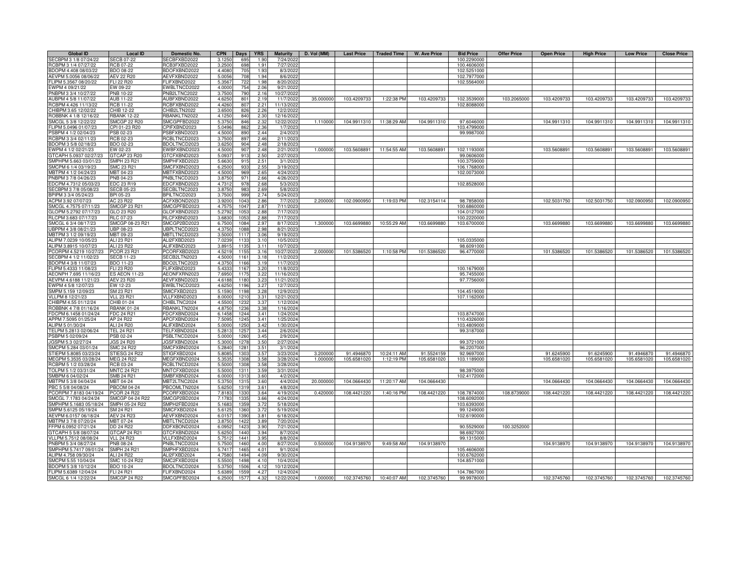| Global ID | Local ID | Domestic No. | CPN | Days | YRS | Maturity | D. Vol (MM) | Last Price | Traded Time | W. Ave Price | Bid Price | Offer Price | Open Price | High Price | Low Price | Close Price |
|---|---|---|---|---|---|---|---|---|---|---|---|---|---|---|---|---|
| SECBPM 3 1/8 07/24/22 | SECB 07-22 | SECBFXBD2022 | 3.1250 | 695 | 1.90 | 7/24/2022 | | | | | 100.2290000 | | | | | |
| RCBPM 3 1/4 07/27/22 | RCB 07-22 | RCB3FXBD2022 | 3.2500 | 698 | 1.91 | 7/27/2022 | | | | | 100.4606000 | | | | | |
| BDOPM 4.408 08/03/22 | BDO 08-22 | BDOFXBND2022 | 4.4080 | 705 | 1.93 | 8/3/2022 | | | | | 102.5251000 | | | | | |
| AEVPM 5.0056 08/06/22 | AEV 22 R20 | AEVFXBND2022 | 5.0056 | 708 | 1.94 | 8/6/2022 | | | | | 102.7977000 | | | | | |
| FLIPM 5.3567 08/20/22 | FLI 22 R20 | FLIFXBND2022 | 5.3567 | 722 | 1.98 | 8/20/2022 | | | | | 102.5564000 | | | | | |
| EWPM 4 09/21/22 | EW 09-22 | EWBLTNCD2022 | 4.0000 | 754 | 2.06 | 9/21/2022 | | | | | | | | | | |
| PNBPM 3 3/4 10/27/22 | PNB 10-22 | PNB2LTNC2022 | 3.7500 | 790 | 2.16 | 10/27/2022 | | | | | | | | | | |
| AUBPM 4 5/8 11/07/22 | AUB 11-22 | AUBFXBND2022 | 4.6250 | 801 | 2.19 | 11/7/2022 | 35.000000 | 103.4209733 | 1:22:38 PM | 103.4209733 | 102.3539000 | 103.2065000 | 103.4209733 | 103.4209733 | 103.4209733 | 103.4209733 |
| RCBPM 4.426 11/13/22 | RCB 11-22 | RCBFXBND2022 | 4.4260 | 807 | 2.21 | 11/13/2022 | | | | | 102.8088000 | | | | | |
| CHIBPM 3.65 12/02/22 | CHIB 12-22 | CHIB2LTN2022 | 3.6500 | 826 | 2.26 | 12/2/2022 | | | | | | | | | | |
| ROBBNK 4 1/8 12/16/22 | RBANK 12-22 | RBANKLTN2022 | 4.1250 | 840 | 2.30 | 12/16/2022 | | | | | | | | | | |
| SMCGL 5 3/8 12/22/22 | SMCGP 22 R20 | SMCGPFBD2022 | 5.3750 | 846 | 2.32 | 12/22/2022 | 1.110000 | 104.9911310 | 11:38:29 AM | 104.9911310 | 97.6046000 | | 104.9911310 | 104.9911310 | 104.9911310 | 104.9911310 |
| FLIPM 5.0496 01/07/23 | CPI 01-23 R20 | CPIFXBND2023 | 5.0496 | 862 | 2.36 | 1/7/2023 | | | | | 103.4799000 | | | | | |
| PSBPM 4 1/2 02/04/23 | PSB 02-23 | PSBFXBND2023 | 4.5000 | 890 | 2.44 | 2/4/2023 | | | | | 99.9987000 | | | | | |
| RCBPM 3 3/4 02/11/23 | RCB 02-23 | RCBLTNCD2023 | 3.7500 | 897 | 2.46 | 2/11/2023 | | | | | | | | | | |
| BDOPM 3 5/8 02/18/23 | BDO 02-23 | BDOLTNCD2023 | 3.6250 | 904 | 2.48 | 2/18/2023 | | | | | | | | | | |
| EWPM 4 1/2 02/21/23 | EW 02-23 | EWBFXBND2023 | 4.5000 | 907 | 2.48 | 2/21/2023 | 1.000000 | 103.5608891 | 11:54:55 AM | 103.5608891 | 102.1193000 | | 103.5608891 | 103.5608891 | 103.5608891 | 103.5608891 |
| GTCAPH 5.0937 02/27/23 | GTCAP 23 R20 | GTCFXBND2023 | 5.0937 | 913 | 2.50 | 2/27/2023 | | | | | 99.0606000 | | | | | |
| SMPHPM 5.663 03/01/23 | SMPH 23 R21 | SMPHFXBD2023 | 5.6630 | 915 | 2.51 | 3/1/2023 | | | | | 100.3759000 | | | | | |
| SMCPM 6 1/4 03/19/23 | SMC 23 R21 | SMCFXBND2023 | 6.2500 | 933 | 2.55 | 3/19/2023 | | | | | 106.1768000 | | | | | |
| MBTPM 4 1/2 04/24/23 | MBT 04-23 | MBTFXBND2023 | 4.5000 | 969 | 2.65 | 4/24/2023 | | | | | 102.0073000 | | | | | |
| PNBPM 3 7/8 04/26/23 | PNB 04-23 | PNBLTNCD2023 | 3.8750 | 971 | 2.66 | 4/26/2023 | | | | | | | | | | |
| EDCPM 4.7312 05/03/23 | EDC 23 R19 | EDCFXBND2023 | 4.7312 | 978 | 2.68 | 5/3/2023 | | | | | 102.8528000 | | | | | |
| SECBPM 3 7/8 05/08/23 | SECB 05-23 | SECBLTNC2023 | 3.8750 | 983 | 2.69 | 5/8/2023 | | | | | | | | | | |
| BPIPM 3 3/4 05/24/23 | BPI 05-23 | BPILTNCD2023 | 3.7500 | 999 | 2.74 | 5/24/2023 | | | | | | | | | | |
| ACPM 3.92 07/07/23 | AC 23 R22 | ACFXBOND2023 | 3.9200 | 1043 | 2.86 | 7/7/2023 | 2.200000 | 102.0900950 | 1:19:03 PM | 102.3154114 | 98.7858000 | | 102.5031750 | 102.5031750 | 102.0900950 | 102.0900950 |
| SMCGL 4.7575 07/11/23 | SMCGP 23 R21 | SMCGPFBD2023 | 4.7575 | 1047 | 2.87 | 7/11/2023 | | | | | 100.6860000 | | | | | |
| GLOPM 5.2792 07/17/23 | GLO 23 R20 | GLOFXBND2023 | 5.2792 | 1053 | 2.88 | 7/17/2023 | | | | | 104.0127000 | | | | | |
| RLCPM 3.683 07/17/23 | RLC 07-23 | RLCFXBND2023 | 3.6830 | 1053 | 2.88 | 7/17/2023 | | | | | 100.2220000 | | | | | |
| SMCGL 6 3/4 08/17/23 | SMCGP 08-23 R21 | SMCGP2BD2023 | 6.7500 | 1084 | 2.97 | 8/17/2023 | 1.300000 | 103.6699880 | 10:55:29 AM | 103.6699880 | 103.6700000 | | 103.6699880 | 103.6699880 | 103.6699880 | 103.6699880 |
| UBPPM 4 3/8 08/21/23 | UBP 08-23 | UBPLTNCD2023 | 4.3750 | 1088 | 2.98 | 8/21/2023 | | | | | | | | | | |
| MBTPM 3 1/2 09/19/23 | MBT 09-23 | MBTLTNCD2023 | 3.5000 | 1117 | 3.06 | 9/19/2023 | | | | | | | | | | |
| ALIPM 7.0239 10/05/23 | ALI 23 R21 | ALI2FXBD2023 | 7.0239 | 1133 | 3.10 | 10/5/2023 | | | | | 105.0335000 | | | | | |
| ALIPM 3.8915 10/07/23 | ALI 23 R22 | ALIFXBND2023 | 3.8915 | 1135 | 3.11 | 10/7/2023 | | | | | 98.6091000 | | | | | |
| PCORPM 4.5219 10/27/23 | PCOR 23 R21 | PCORFXBD2023 | 4.5219 | 1155 | 3.16 | 10/27/2023 | 2.000000 | 101.5386520 | 1:10:58 PM | 101.5386520 | 96.4770000 | | 101.5386520 | 101.5386520 | 101.5386520 | 101.5386520 |
| SECBPM 4 1/2 11/02/23 | SECB 11-23 | SECB2LTN2023 | 4.5000 | 1161 | 3.18 | 11/2/2023 | | | | | | | | | | |
| BDOPM 4 3/8 11/07/23 | BDO 11-23 | BDO2LTNC2023 | 4.3750 | 1166 | 3.19 | 11/7/2023 | | | | | | | | | | |
| FLIPM 5.4333 11/08/23 | FLI 23 R20 | FLIFXBND2023 | 5.4333 | 1167 | 3.20 | 11/8/2023 | | | | | 100.1679000 | | | | | |
| AEONPH 7.695 11/16/23 | ES AEON 11-23 | AEONFXRN2023 | 7.6950 | 1175 | 3.22 | 11/16/2023 | | | | | 95.7455000 | | | | | |
| AEVPM 4.6188 11/21/23 | AEV 23 R20 | AEVFXBND2023 | 4.6188 | 1180 | 3.23 | 11/21/2023 | | | | | 97.7756000 | | | | | |
| EWPM 4 5/8 12/07/23 | EW 12-23 | EWBLTNCD2023 | 4.6250 | 1196 | 3.27 | 12/7/2023 | | | | | | | | | | |
| SMPM 5.159 12/09/23 | SM 23 R21 | SMICFXBD2023 | 5.1590 | 1198 | 3.28 | 12/9/2023 | | | | | 104.4519000 | | | | | |
| VLLPM 8 12/21/23 | VLL 23 R21 | VLLFXBND2023 | 8.0000 | 1210 | 3.31 | 12/21/2023 | | | | | 107.1162000 | | | | | |
| CHIBPM 4.55 01/12/24 | CHIB 01-24 | CHIBLTNC2024 | 4.5500 | 1232 | 3.37 | 1/12/2024 | | | | | | | | | | |
| ROBBNK 4 7/8 01/16/24 | RBANK 01-24 | RBANKLTN2024 | 4.8750 | 1236 | 3.38 | 1/16/2024 | | | | | | | | | | |
| FDCPM 6.1458 01/24/24 | FDC 24 R21 | FDCFXBND2024 | 6.1458 | 1244 | 3.41 | 1/24/2024 | | | | | 103.8747000 | | | | | |
| APPM 7.5095 01/25/24 | AP 24 R22 | APCFXBND2024 | 7.5095 | 1245 | 3.41 | 1/25/2024 | | | | | 110.4326000 | | | | | |
| ALIPM 5 01/30/24 | ALI 24 R20 | ALIFXBND2024 | 5.0000 | 1250 | 3.42 | 1/30/2024 | | | | | 103.4809000 | | | | | |
| TELPM 5.2813 02/06/24 | TEL 24 R21 | TELFXBND2024 | 5.2813 | 1257 | 3.44 | 2/6/2024 | | | | | 99.3187000 | | | | | |
| PSBPM 5 02/09/24 | PSB 02-24 | PSBLTNCD2024 | 5.0000 | 1260 | 3.45 | 2/9/2024 | | | | | | | | | | |
| JGSPM 5.3 02/27/24 | JGS 24 R20 | JGSFXBND2024 | 5.3000 | 1278 | 3.50 | 2/27/2024 | | | | | 99.3721000 | | | | | |
| SMCPM 5.284 03/01/24 | SMC 24 R22 | SMCFXBND2024 | 5.2840 | 1281 | 3.51 | 3/1/2024 | | | | | 96.2207000 | | | | | |
| STIEPM 5.8085 03/23/24 | STIESG 24 R22 | STIGFXBD2024 | 5.8085 | 1303 | 3.57 | 3/23/2024 | 3.200000 | 91.4946870 | 10:24:11 AM | 91.5524159 | 92.9697000 | | 91.6245900 | 91.6245900 | 91.4946870 | 91.4946870 |
| MEGPM 5.3535 03/28/24 | MEG 24 R22 | MEGFXBND2024 | 5.3535 | 1308 | 3.58 | 3/28/2024 | 1.000000 | 105.6581020 | 1:12:19 PM | 105.6581020 | 103.1189000 | | 105.6581020 | 105.6581020 | 105.6581020 | 105.6581020 |
| RCBPM 5 1/2 03/28/24 | RCB 03-24 | RCBLTNCD2024 | 5.5000 | 1308 | 3.58 | 3/28/2024 | | | | | | | | | | |
| TOLPM 5 1/2 03/31/24 | MNTC 24 R21 | MNTCFXBD2024 | 5.5000 | 1311 | 3.59 | 3/31/2024 | | | | | 98.3975000 | | | | | |
| SMBPM 6 04/02/24 | SMB 24 R21 | SMBFXBND2024 | 6.0000 | 1313 | 3.60 | 4/2/2024 | | | | | 102.4172000 | | | | | |
| MBTPM 5 3/8 04/04/24 | MBT 04-24 | MBT2LTNC2024 | 5.3750 | 1315 | 3.60 | 4/4/2024 | 20.000000 | 104.0664430 | 11:20:17 AM | 104.0664430 | | | 104.0664430 | 104.0664430 | 104.0664430 | 104.0664430 |
| PBC 5 5/8 04/08/24 | PBCOM 04-24 | PBCOMLTN2024 | 5.6250 | 1319 | 3.61 | 4/8/2024 | | | | | | | | | | |
| PCORPM 7.8183 04/19/24 | PCOR 24 R22 | PCORFXBD2024 | 7.8183 | 1330 | 3.64 | 4/19/2024 | 0.420000 | 108.4421220 | 1:40:16 PM | 108.4421220 | 108.7874000 | 108.8739000 | 108.4421220 | 108.4421220 | 108.4421220 | 108.4421220 |
| SMCGL 7.1783 04/24/24 | SMCGP 04-24 R22 | SMCGP2BD2024 | 7.1783 | 1335 | 3.66 | 4/24/2024 | | | | | 108.6092000 | | | | | |
| SMPHPM 5.1683 05/18/24 | SMPH 05-24 R22 | SMPH2FBD2024 | 5.1683 | 1359 | 3.72 | 5/18/2024 | | | | | 103.6393000 | | | | | |
| SMPM 5.6125 05/19/24 | SM 24 R21 | SMICFXBD2024 | 5.6125 | 1360 | 3.72 | 5/19/2024 | | | | | 99.1249000 | | | | | |
| AEVPM 6.0157 06/18/24 | AEV 24 R23 | AEVFXBND2024 | 6.0157 | 1390 | 3.81 | 6/18/2024 | | | | | 102.6190000 | | | | | |
| MBTPM 3 7/8 07/20/24 | MBT 07-24 | MBTLTNCD2024 | 3.8750 | 1422 | 3.89 | 7/20/2024 | | | | | | | | | | |
| FFPM 6.0952 07/21/24 | DD 24 R22 | DDFXBOND2024 | 6.0952 | 1423 | 3.90 | 7/21/2024 | | | | | 90.5529000 | 100.3252000 | | | | |
| GTCAPH 5 5/8 08/07/24 | GTCAP 24 R21 | GTCFXBND2024 | 5.6250 | 1440 | 3.94 | 8/7/2024 | | | | | 98.6927000 | | | | | |
| VLLPM 5.7512 08/08/24 | VLL 24 R23 | VLLFXBND2024 | 5.7512 | 1441 | 3.95 | 8/8/2024 | | | | | 99.1315000 | | | | | |
| PNBPM 5 3/4 08/27/24 | PNB 08-24 | PNBLTNCD2024 | 5.7500 | 1460 | 4.00 | 8/27/2024 | 0.500000 | 104.9138970 | 9:49:58 AM | 104.9138970 | | | 104.9138970 | 104.9138970 | 104.9138970 | 104.9138970 |
| SMPHPM 5.7417 09/01/24 | SMPH 24 R21 | SMPHFXBD2024 | 5.7417 | 1465 | 4.01 | 9/1/2024 | | | | | 105.4606000 | | | | | |
| ALIPM 4.758 09/30/24 | ALI 24 R22 | ALI2FXBD2024 | 4.7580 | 1494 | 4.09 | 9/30/2024 | | | | | 100.6762000 | | | | | |
| SMCPM 5.55 10/04/24 | SMC 10-24 R22 | SMC2FXBD2024 | 5.5500 | 1498 | 4.10 | 10/4/2024 | | | | | 104.8571000 | | | | | |
| BDOPM 5 3/8 10/12/24 | BDO 10-24 | BDOLTNCD2024 | 5.3750 | 1506 | 4.12 | 10/12/2024 | | | | | | | | | | |
| FLIPM 5.6389 12/04/24 | FLI 24 R21 | FLIFXBND2024 | 5.6389 | 1559 | 4.27 | 12/4/2024 | | | | | 104.7867000 | | | | | |
| SMCGL 6 1/4 12/22/24 | SMCGP 24 R22 | SMCGPFBD2024 | 6.2500 | 1577 | 4.32 | 12/22/2024 | 1.000000 | 102.3745760 | 10:40:07 AM | 102.3745760 | 99.9978000 | | 102.3745760 | 102.3745760 | 102.3745760 | 102.3745760 |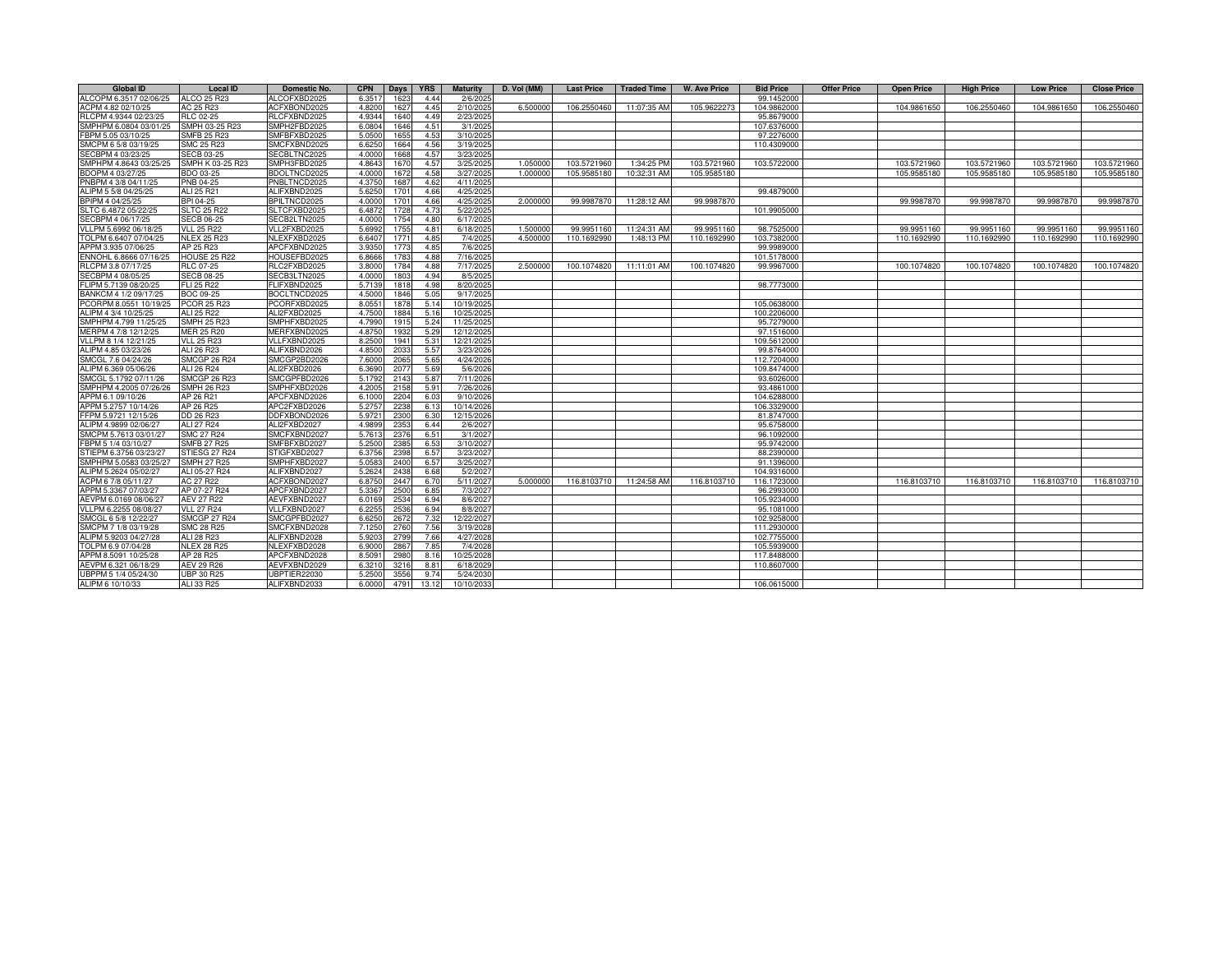| Global ID | Local ID | Domestic No. | CPN | Days | YRS | Maturity | D. Vol (MM) | Last Price | Traded Time | W. Ave Price | Bid Price | Offer Price | Open Price | High Price | Low Price | Close Price |
|---|---|---|---|---|---|---|---|---|---|---|---|---|---|---|---|---|
| ALCOPM 6.3517 02/06/25 | ALCO 25 R23 | ALCOFXBD2025 | 6.3517 | 1623 | 4.44 | 2/6/2025 | | | | | 99.1452000 | | | | | |
| ACPM 4.82 02/10/25 | AC 25 R23 | ACFXBOND2025 | 4.8200 | 1627 | 4.45 | 2/10/2025 | 6.500000 | 106.2550460 | 11:07:35 AM | 105.9622273 | 104.9862000 | | 104.9861650 | 106.2550460 | 104.9861650 | 106.2550460 |
| RLCPM 4.9344 02/23/25 | RLC 02-25 | RLCFXBND2025 | 4.9344 | 1640 | 4.49 | 2/23/2025 | | | | | 95.8679000 | | | | | |
| SMPHPM 6.0804 03/01/25 | SMPH 03-25 R23 | SMPH2FBD2025 | 6.0804 | 1646 | 4.51 | 3/1/2025 | | | | | 107.6376000 | | | | | |
| FBPM 5.05 03/10/25 | SMFB 25 R23 | SMFBFXBD2025 | 5.0500 | 1655 | 4.53 | 3/10/2025 | | | | | 97.2276000 | | | | | |
| SMCPM 6 5/8 03/19/25 | SMC 25 R23 | SMCFXBND2025 | 6.6250 | 1664 | 4.56 | 3/19/2025 | | | | | 110.4309000 | | | | | |
| SECBPM 4 03/23/25 | SECB 03-25 | SECBLTNC2025 | 4.0000 | 1668 | 4.57 | 3/23/2025 | | | | | | | | | | |
| SMPHPM 4.8643 03/25/25 | SMPH K 03-25 R23 | SMPH3FBD2025 | 4.8643 | 1670 | 4.57 | 3/25/2025 | 1.050000 | 103.5721960 | 1:34:25 PM | 103.5721960 | 103.5722000 | | 103.5721960 | 103.5721960 | 103.5721960 | 103.5721960 |
| BDOPM 4 03/27/25 | BDO 03-25 | BDOLTNCD2025 | 4.0000 | 1672 | 4.58 | 3/27/2025 | 1.000000 | 105.9585180 | 10:32:31 AM | 105.9585180 | | | 105.9585180 | 105.9585180 | 105.9585180 | 105.9585180 |
| PNBPM 4 3/8 04/11/25 | PNB 04-25 | PNBLTNCD2025 | 4.3750 | 1687 | 4.62 | 4/11/2025 | | | | | | | | | | |
| ALIPM 5 5/8 04/25/25 | ALI 25 R21 | ALIFXBND2025 | 5.6250 | 1701 | 4.66 | 4/25/2025 | | | | | 99.4879000 | | | | | |
| BPIPM 4 04/25/25 | BPI 04-25 | BPILTNCD2025 | 4.0000 | 1701 | 4.66 | 4/25/2025 | 2.000000 | 99.9987870 | 11:28:12 AM | 99.9987870 | | | 99.9987870 | 99.9987870 | 99.9987870 | 99.9987870 |
| SLTC 6.4872 05/22/25 | SLTC 25 R22 | SLTCFXBD2025 | 6.4872 | 1728 | 4.73 | 5/22/2025 | | | | | 101.9905000 | | | | | |
| SECBPM 4 06/17/25 | SECB 06-25 | SECB2LTN2025 | 4.0000 | 1754 | 4.80 | 6/17/2025 | | | | | | | | | | |
| VLLPM 5.6992 06/18/25 | VLL 25 R22 | VLL2FXBD2025 | 5.6992 | 1755 | 4.81 | 6/18/2025 | 1.500000 | 99.9951160 | 11:24:31 AM | 99.9951160 | 98.7525000 | | 99.9951160 | 99.9951160 | 99.9951160 | 99.9951160 |
| TOLPM 6.6407 07/04/25 | NLEX 25 R23 | NLEXFXBD2025 | 6.6407 | 1771 | 4.85 | 7/4/2025 | 4.500000 | 110.1692990 | 1:48:13 PM | 110.1692990 | 103.7382000 | | 110.1692990 | 110.1692990 | 110.1692990 | 110.1692990 |
| APPM 3.935 07/06/25 | AP 25 R23 | APCFXBND2025 | 3.9350 | 1773 | 4.85 | 7/6/2025 | | | | | 99.9989000 | | | | | |
| ENNOHL 6.8666 07/16/25 | HOUSE 25 R22 | HOUSEFBD2025 | 6.8666 | 1783 | 4.88 | 7/16/2025 | | | | | 101.5178000 | | | | | |
| RLCPM 3.8 07/17/25 | RLC 07-25 | RLC2FXBD2025 | 3.8000 | 1784 | 4.88 | 7/17/2025 | 2.500000 | 100.1074820 | 11:11:01 AM | 100.1074820 | 99.9967000 | | 100.1074820 | 100.1074820 | 100.1074820 | 100.1074820 |
| SECBPM 4 08/05/25 | SECB 08-25 | SECB3LTN2025 | 4.0000 | 1803 | 4.94 | 8/5/2025 | | | | | | | | | | |
| FLIPM 5.7139 08/20/25 | FLI 25 R22 | FLIFXBND2025 | 5.7139 | 1818 | 4.98 | 8/20/2025 | | | | | 98.7773000 | | | | | |
| BANKCM 4 1/2 09/17/25 | BOC 09-25 | BOCLTNCD2025 | 4.5000 | 1846 | 5.05 | 9/17/2025 | | | | | | | | | | |
| PCORPM 8.0551 10/19/25 | PCOR 25 R23 | PCORFXBD2025 | 8.0551 | 1878 | 5.14 | 10/19/2025 | | | | | 105.0638000 | | | | | |
| ALIPM 4 3/4 10/25/25 | ALI 25 R22 | ALI2FXBD2025 | 4.7500 | 1884 | 5.16 | 10/25/2025 | | | | | 100.2206000 | | | | | |
| SMPHPM 4.799 11/25/25 | SMPH 25 R23 | SMPHFXBD2025 | 4.7990 | 1915 | 5.24 | 11/25/2025 | | | | | 95.7279000 | | | | | |
| MERPM 4 7/8 12/12/25 | MER 25 R20 | MERFXBND2025 | 4.8750 | 1932 | 5.29 | 12/12/2025 | | | | | 97.1516000 | | | | | |
| VLLPM 8 1/4 12/21/25 | VLL 25 R23 | VLLFXBND2025 | 8.2500 | 1941 | 5.31 | 12/21/2025 | | | | | 109.5612000 | | | | | |
| ALIPM 4.85 03/23/26 | ALI 26 R23 | ALIFXBND2026 | 4.8500 | 2033 | 5.57 | 3/23/2026 | | | | | 99.8764000 | | | | | |
| SMCGL 7.6 04/24/26 | SMCGP 26 R24 | SMCGP2BD2026 | 7.6000 | 2065 | 5.65 | 4/24/2026 | | | | | 112.7204000 | | | | | |
| ALIPM 6.369 05/06/26 | ALI 26 R24 | ALI2FXBD2026 | 6.3690 | 2077 | 5.69 | 5/6/2026 | | | | | 109.8474000 | | | | | |
| SMCGL 5.1792 07/11/26 | SMCGP 26 R23 | SMCGPFBD2026 | 5.1792 | 2143 | 5.87 | 7/11/2026 | | | | | 93.6026000 | | | | | |
| SMPHPM 4.2005 07/26/26 | SMPH 26 R23 | SMPHFXBD2026 | 4.2005 | 2158 | 5.91 | 7/26/2026 | | | | | 93.4861000 | | | | | |
| APPM 6.1 09/10/26 | AP 26 R21 | APCFXBND2026 | 6.1000 | 2204 | 6.03 | 9/10/2026 | | | | | 104.6288000 | | | | | |
| APPM 5.2757 10/14/26 | AP 26 R25 | APC2FXBD2026 | 5.2757 | 2238 | 6.13 | 10/14/2026 | | | | | 106.3329000 | | | | | |
| FFPM 5.9721 12/15/26 | DD 26 R23 | DDFXBOND2026 | 5.9721 | 2300 | 6.30 | 12/15/2026 | | | | | 81.8747000 | | | | | |
| ALIPM 4.9899 02/06/27 | ALI 27 R24 | ALI2FXBD2027 | 4.9899 | 2353 | 6.44 | 2/6/2027 | | | | | 95.6758000 | | | | | |
| SMCPM 5.7613 03/01/27 | SMC 27 R24 | SMCFXBND2027 | 5.7613 | 2376 | 6.51 | 3/1/2027 | | | | | 96.1092000 | | | | | |
| FBPM 5 1/4 03/10/27 | SMFB 27 R25 | SMFBFXBD2027 | 5.2500 | 2385 | 6.53 | 3/10/2027 | | | | | 95.9742000 | | | | | |
| STIEPM 6.3756 03/23/27 | STIESG 27 R24 | STIGFXBD2027 | 6.3756 | 2398 | 6.57 | 3/23/2027 | | | | | 88.2390000 | | | | | |
| SMPHPM 5.0583 03/25/27 | SMPH 27 R25 | SMPHFXBD2027 | 5.0583 | 2400 | 6.57 | 3/25/2027 | | | | | 91.1396000 | | | | | |
| ALIPM 5.2624 05/02/27 | ALI 05-27 R24 | ALIFXBND2027 | 5.2624 | 2438 | 6.68 | 5/2/2027 | | | | | 104.9316000 | | | | | |
| ACPM 6 7/8 05/11/27 | AC 27 R22 | ACFXBOND2027 | 6.8750 | 2447 | 6.70 | 5/11/2027 | 5.000000 | 116.8103710 | 11:24:58 AM | 116.8103710 | 116.1723000 | | 116.8103710 | 116.8103710 | 116.8103710 | 116.8103710 |
| APPM 5.3367 07/03/27 | AP 07-27 R24 | APCFXBND2027 | 5.3367 | 2500 | 6.85 | 7/3/2027 | | | | | 96.2993000 | | | | | |
| AEVPM 6.0169 08/06/27 | AEV 27 R22 | AEVFXBND2027 | 6.0169 | 2534 | 6.94 | 8/6/2027 | | | | | 105.9234000 | | | | | |
| VLLPM 6.2255 08/08/27 | VLL 27 R24 | VLLFXBND2027 | 6.2255 | 2536 | 6.94 | 8/8/2027 | | | | | 95.1081000 | | | | | |
| SMCGL 6 5/8 12/22/27 | SMCGP 27 R24 | SMCGPFBD2027 | 6.6250 | 2672 | 7.32 | 12/22/2027 | | | | | 102.9258000 | | | | | |
| SMCPM 7 1/8 03/19/28 | SMC 28 R25 | SMCFXBND2028 | 7.1250 | 2760 | 7.56 | 3/19/2028 | | | | | 111.2930000 | | | | | |
| ALIPM 5.9203 04/27/28 | ALI 28 R23 | ALIFXBND2028 | 5.9203 | 2799 | 7.66 | 4/27/2028 | | | | | 102.7755000 | | | | | |
| TOLPM 6.9 07/04/28 | NLEX 28 R25 | NLEXFXBD2028 | 6.9000 | 2867 | 7.85 | 7/4/2028 | | | | | 105.5939000 | | | | | |
| APPM 8.5091 10/25/28 | AP 28 R25 | APCFXBND2028 | 8.5091 | 2980 | 8.16 | 10/25/2028 | | | | | 117.8488000 | | | | | |
| AEVPM 6.321 06/18/29 | AEV 29 R26 | AEVFXBND2029 | 6.3210 | 3216 | 8.81 | 6/18/2029 | | | | | 110.8607000 | | | | | |
| UBPPM 5 1/4 05/24/30 | UBP 30 R25 | UBPTIER22030 | 5.2500 | 3556 | 9.74 | 5/24/2030 | | | | | | | | | | |
| ALIPM 6 10/10/33 | ALI 33 R25 | ALIFXBND2033 | 6.0000 | 4791 | 13.12 | 10/10/2033 | | | | | 106.0615000 | | | | | |